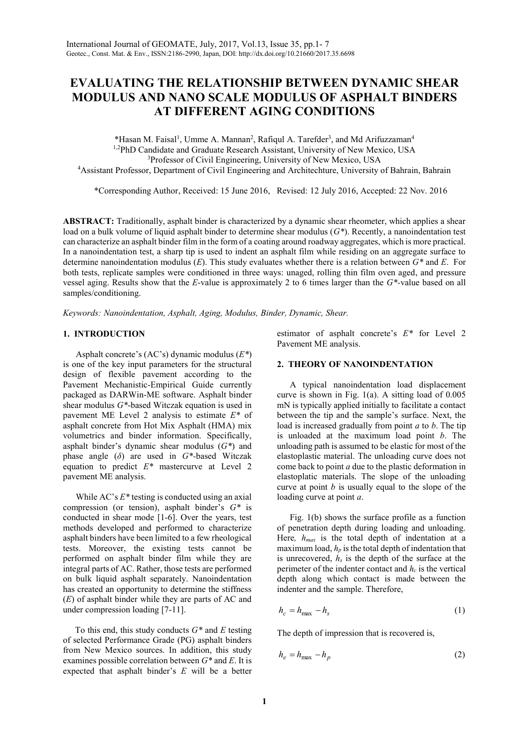# EVALUATING THE RELATIONSHIP BETWEEN DYNAMIC SHEAR MODULUS AND NANO SCALE MODULUS OF ASPHALT BINDERS AT DIFFERENT AGING CONDITIONS

*Hasan M. Faisal[1], Umme A. Mannan[2], Rafiqul A. Tarefder[3], and Md Arifuzzaman[4]

[1,2]PhD Candidate and Graduate Research Assistant, University of New Mexico, USA
[3]Professor of Civil Engineering, University of New Mexico, USA
[4]Assistant Professor, Department of Civil Engineering and Architechture, University of Bahrain, Bahrain

*Corresponding Author, Received: 15 June 2016, Revised: 12 July 2016, Accepted: 22 Nov. 2016

**ABSTRACT:** Traditionally, asphalt binder is characterized by a dynamic shear rheometer, which applies a shear load on a bulk volume of liquid asphalt binder to determine shear modulus (*G\**). Recently, a nanoindentation test can characterize an asphalt binder film in the form of a coating around roadway aggregates, which is more practical. In a nanoindentation test, a sharp tip is used to indent an asphalt film while residing on an aggregate surface to determine nanoindentation modulus (*E*). This study evaluates whether there is a relation between *G\** and *E*. For both tests, replicate samples were conditioned in three ways: unaged, rolling thin film oven aged, and pressure vessel aging. Results show that the *E*-value is approximately 2 to 6 times larger than the *G\**-value based on all samples/conditioning.

*Keywords: Nanoindentation, Asphalt, Aging, Modulus, Binder, Dynamic, Shear.*

## 1. INTRODUCTION

Asphalt concrete's (AC's) dynamic modulus (*E\**) is one of the key input parameters for the structural design of flexible pavement according to the Pavement Mechanistic-Empirical Guide currently packaged as DARWin-ME software. Asphalt binder shear modulus *G\**-based Witczak equation is used in pavement ME Level 2 analysis to estimate *E\** of asphalt concrete from Hot Mix Asphalt (HMA) mix volumetrics and binder information. Specifically, asphalt binder's dynamic shear modulus (*G\**) and phase angle (*δ*) are used in *G\**-based Witczak equation to predict *E\** mastercurve at Level 2 pavement ME analysis.

While AC's *E\** testing is conducted using an axial compression (or tension), asphalt binder's *G\** is conducted in shear mode [1-6]. Over the years, test methods developed and performed to characterize asphalt binders have been limited to a few rheological tests. Moreover, the existing tests cannot be performed on asphalt binder film while they are integral parts of AC. Rather, those tests are performed on bulk liquid asphalt separately. Nanoindentation has created an opportunity to determine the stiffness (*E*) of asphalt binder while they are parts of AC and under compression loading [7-11].

To this end, this study conducts *G\** and *E* testing of selected Performance Grade (PG) asphalt binders from New Mexico sources. In addition, this study examines possible correlation between *G\** and *E*. It is expected that asphalt binder's *E* will be a better estimator of asphalt concrete's *E\** for Level 2 Pavement ME analysis.

## 2. THEORY OF NANOINDENTATION

A typical nanoindentation load displacement curve is shown in Fig. 1(a). A sitting load of 0.005 mN is typically applied initially to facilitate a contact between the tip and the sample's surface. Next, the load is increased gradually from point *a* to *b*. The tip is unloaded at the maximum load point *b*. The unloading path is assumed to be elastic for most of the elastoplastic material. The unloading curve does not come back to point *a* due to the plastic deformation in elastoplatic materials. The slope of the unloading curve at point *b* is usually equal to the slope of the loading curve at point *a*.

Fig. 1(b) shows the surface profile as a function of penetration depth during loading and unloading. Here, $h_{max}$ is the total depth of indentation at a maximum load, $h_p$ is the total depth of indentation that is unrecovered, $h_s$ is the depth of the surface at the perimeter of the indenter contact and $h_c$ is the vertical depth along which contact is made between the indenter and the sample. Therefore,

$$h_c = h_{max} - h_s \tag{1}$$

The depth of impression that is recovered is,

$$h_e = h_{max} - h_p \tag{2}$$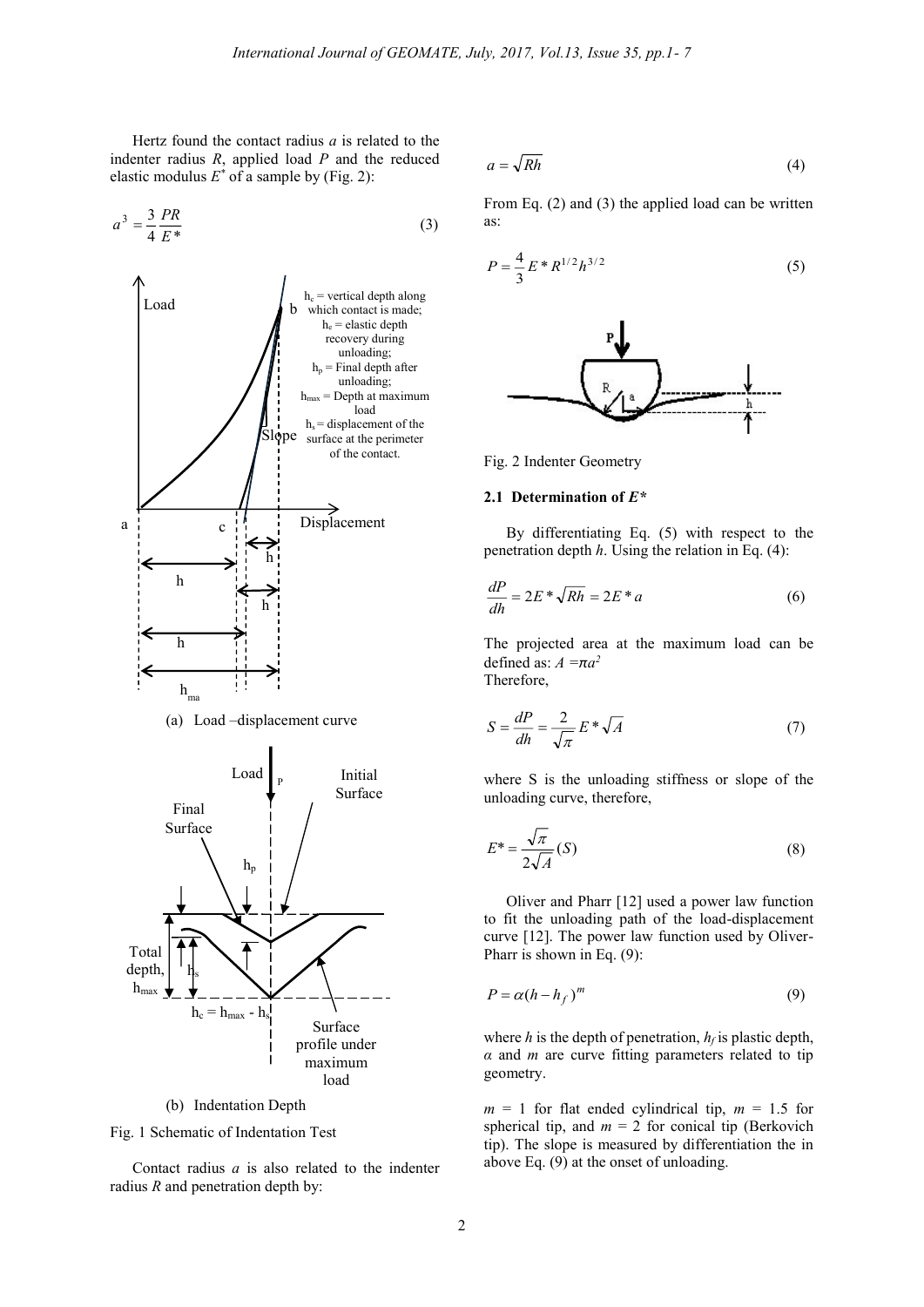Hertz found the contact radius $a$ is related to the indenter radius $R$, applied load $P$ and the reduced elastic modulus $E^*$ of a sample by (Fig. 2):

$$a^3 = \frac{3}{4}\frac{PR}{E^*} \tag{3}$$

(a) Load –displacement curve

(b) Indentation Depth

Fig. 1 Schematic of Indentation Test

Contact radius $a$ is also related to the indenter radius $R$ and penetration depth by:

$$a = \sqrt{Rh} \tag{4}$$

From Eq. (2) and (3) the applied load can be written as:

$$P = \frac{4}{3}E^* R^{1/2} h^{3/2} \tag{5}$$

Fig. 2 Indenter Geometry

### 2.1 Determination of $E^*$

By differentiating Eq. (5) with respect to the penetration depth $h$. Using the relation in Eq. (4):

$$\frac{dP}{dh} = 2E^*\sqrt{Rh} = 2E^* a \tag{6}$$

The projected area at the maximum load can be defined as: $A = \pi a^2$

Therefore,

$$S = \frac{dP}{dh} = \frac{2}{\sqrt{\pi}} E^* \sqrt{A} \tag{7}$$

where S is the unloading stiffness or slope of the unloading curve, therefore,

$$E^* = \frac{\sqrt{\pi}}{2\sqrt{A}}(S) \tag{8}$$

Oliver and Pharr [12] used a power law function to fit the unloading path of the load-displacement curve [12]. The power law function used by Oliver-Pharr is shown in Eq. (9):

$$P = \alpha(h - h_f)^m \tag{9}$$

where $h$ is the depth of penetration, $h_f$ is plastic depth, $\alpha$ and $m$ are curve fitting parameters related to tip geometry.

$m$ = 1 for flat ended cylindrical tip, $m$ = 1.5 for spherical tip, and $m$ = 2 for conical tip (Berkovich tip). The slope is measured by differentiation the in above Eq. (9) at the onset of unloading.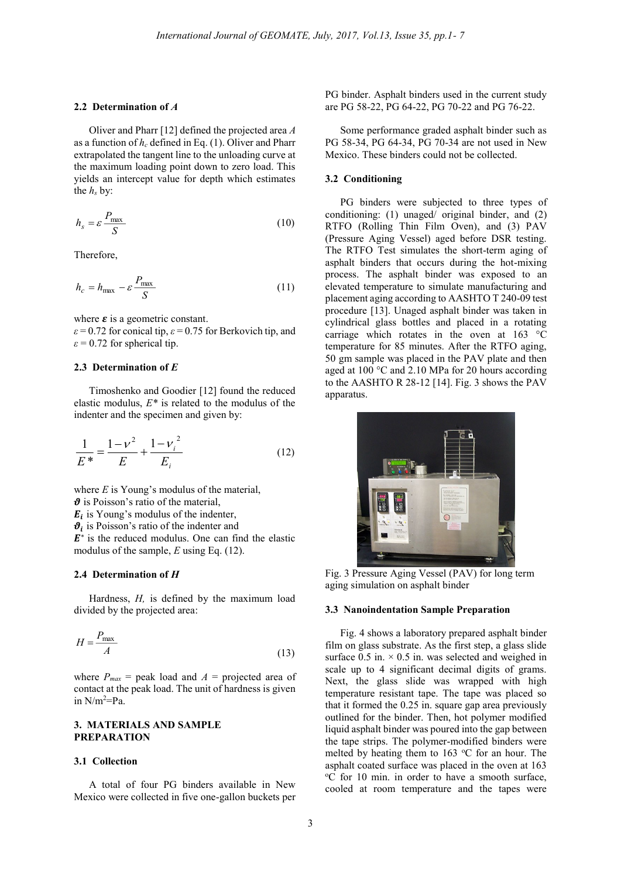### 2.2 Determination of *A*

Oliver and Pharr [12] defined the projected area *A* as a function of $h_c$ defined in Eq. (1). Oliver and Pharr extrapolated the tangent line to the unloading curve at the maximum loading point down to zero load. This yields an intercept value for depth which estimates the $h_s$ by:

$$h_s = \varepsilon \frac{P_{max}}{S} \tag{10}$$

Therefore,

$$h_c = h_{max} - \varepsilon \frac{P_{max}}{S} \tag{11}$$

where $\boldsymbol{\varepsilon}$ is a geometric constant.
$\varepsilon = 0.72$ for conical tip, $\varepsilon = 0.75$ for Berkovich tip, and $\varepsilon = 0.72$ for spherical tip.

### 2.3 Determination of *E*

Timoshenko and Goodier [12] found the reduced elastic modulus, $E^*$ is related to the modulus of the indenter and the specimen and given by:

$$\frac{1}{E^*} = \frac{1-\nu^2}{E} + \frac{1-\nu_i^{\,2}}{E_i} \tag{12}$$

where $E$ is Young's modulus of the material,
$\boldsymbol{\vartheta}$ is Poisson's ratio of the material,
$\boldsymbol{E_i}$ is Young's modulus of the indenter,
$\boldsymbol{\vartheta_i}$ is Poisson's ratio of the indenter and
$\boldsymbol{E^*}$ is the reduced modulus. One can find the elastic modulus of the sample, $E$ using Eq. (12).

### 2.4 Determination of *H*

Hardness, *H,* is defined by the maximum load divided by the projected area:

$$H = \frac{P_{max}}{A} \tag{13}$$

where $P_{max}$ = peak load and $A$ = projected area of contact at the peak load. The unit of hardness is given in $N/m^2$=Pa.

## 3. MATERIALS AND SAMPLE PREPARATION

### 3.1 Collection

A total of four PG binders available in New Mexico were collected in five one-gallon buckets per PG binder. Asphalt binders used in the current study are PG 58-22, PG 64-22, PG 70-22 and PG 76-22.

Some performance graded asphalt binder such as PG 58-34, PG 64-34, PG 70-34 are not used in New Mexico. These binders could not be collected.

### 3.2 Conditioning

PG binders were subjected to three types of conditioning: (1) unaged/ original binder, and (2) RTFO (Rolling Thin Film Oven), and (3) PAV (Pressure Aging Vessel) aged before DSR testing. The RTFO Test simulates the short-term aging of asphalt binders that occurs during the hot-mixing process. The asphalt binder was exposed to an elevated temperature to simulate manufacturing and placement aging according to AASHTO T 240-09 test procedure [13]. Unaged asphalt binder was taken in cylindrical glass bottles and placed in a rotating carriage which rotates in the oven at 163 °C temperature for 85 minutes. After the RTFO aging, 50 gm sample was placed in the PAV plate and then aged at 100 °C and 2.10 MPa for 20 hours according to the AASHTO R 28-12 [14]. Fig. 3 shows the PAV apparatus.

Fig. 3 Pressure Aging Vessel (PAV) for long term aging simulation on asphalt binder

### 3.3 Nanoindentation Sample Preparation

Fig. 4 shows a laboratory prepared asphalt binder film on glass substrate. As the first step, a glass slide surface 0.5 in. × 0.5 in. was selected and weighed in scale up to 4 significant decimal digits of grams. Next, the glass slide was wrapped with high temperature resistant tape. The tape was placed so that it formed the 0.25 in. square gap area previously outlined for the binder. Then, hot polymer modified liquid asphalt binder was poured into the gap between the tape strips. The polymer-modified binders were melted by heating them to 163 °C for an hour. The asphalt coated surface was placed in the oven at 163 °C for 10 min. in order to have a smooth surface, cooled at room temperature and the tapes were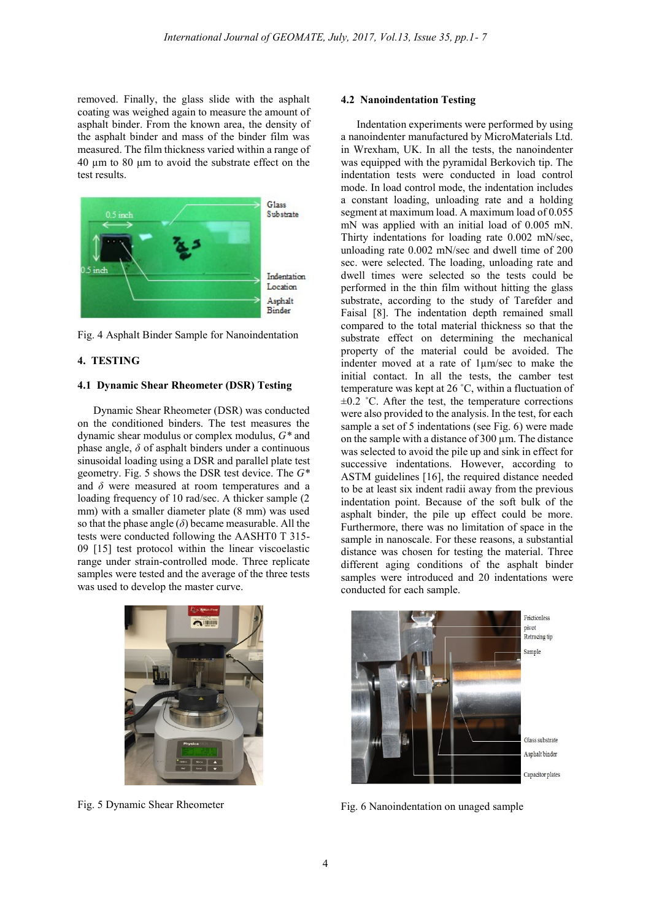removed. Finally, the glass slide with the asphalt coating was weighed again to measure the amount of asphalt binder. From the known area, the density of the asphalt binder and mass of the binder film was measured. The film thickness varied within a range of 40 µm to 80 µm to avoid the substrate effect on the test results.

Fig. 4 Asphalt Binder Sample for Nanoindentation

## 4. TESTING

### 4.1 Dynamic Shear Rheometer (DSR) Testing

Dynamic Shear Rheometer (DSR) was conducted on the conditioned binders. The test measures the dynamic shear modulus or complex modulus, $G^*$ and phase angle, $\delta$ of asphalt binders under a continuous sinusoidal loading using a DSR and parallel plate test geometry. Fig. 5 shows the DSR test device. The $G^*$ and $\delta$ were measured at room temperatures and a loading frequency of 10 rad/sec. A thicker sample (2 mm) with a smaller diameter plate (8 mm) was used so that the phase angle ($\delta$) became measurable. All the tests were conducted following the AASHT0 T 315-09 [15] test protocol within the linear viscoelastic range under strain-controlled mode. Three replicate samples were tested and the average of the three tests was used to develop the master curve.

Fig. 5 Dynamic Shear Rheometer

### 4.2 Nanoindentation Testing

Indentation experiments were performed by using a nanoindenter manufactured by MicroMaterials Ltd. in Wrexham, UK. In all the tests, the nanoindenter was equipped with the pyramidal Berkovich tip. The indentation tests were conducted in load control mode. In load control mode, the indentation includes a constant loading, unloading rate and a holding segment at maximum load. A maximum load of 0.055 mN was applied with an initial load of 0.005 mN. Thirty indentations for loading rate 0.002 mN/sec, unloading rate 0.002 mN/sec and dwell time of 200 sec. were selected. The loading, unloading rate and dwell times were selected so the tests could be performed in the thin film without hitting the glass substrate, according to the study of Tarefder and Faisal [8]. The indentation depth remained small compared to the total material thickness so that the substrate effect on determining the mechanical property of the material could be avoided. The indenter moved at a rate of 1µm/sec to make the initial contact. In all the tests, the camber test temperature was kept at 26 ˚C, within a fluctuation of ±0.2 ˚C. After the test, the temperature corrections were also provided to the analysis. In the test, for each sample a set of 5 indentations (see Fig. 6) were made on the sample with a distance of 300 µm. The distance was selected to avoid the pile up and sink in effect for successive indentations. However, according to ASTM guidelines [16], the required distance needed to be at least six indent radii away from the previous indentation point. Because of the soft bulk of the asphalt binder, the pile up effect could be more. Furthermore, there was no limitation of space in the sample in nanoscale. For these reasons, a substantial distance was chosen for testing the material. Three different aging conditions of the asphalt binder samples were introduced and 20 indentations were conducted for each sample.

Fig. 6 Nanoindentation on unaged sample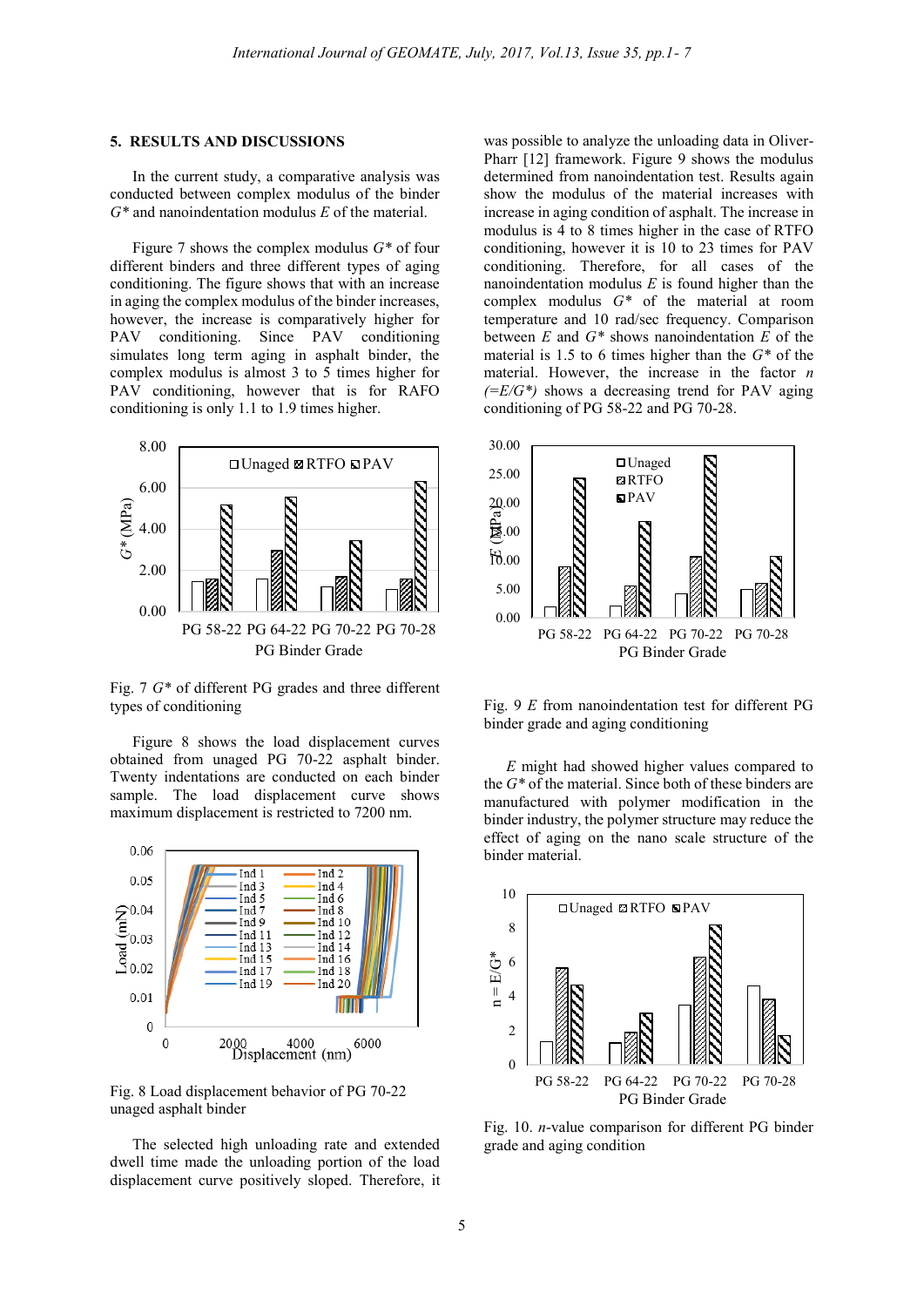## 5. RESULTS AND DISCUSSIONS

In the current study, a comparative analysis was conducted between complex modulus of the binder $G^*$ and nanoindentation modulus $E$ of the material.

Figure 7 shows the complex modulus $G^*$ of four different binders and three different types of aging conditioning. The figure shows that with an increase in aging conditioning the complex modulus of the binder increases, however, the increase is comparatively higher for PAV conditioning. Since PAV conditioning simulates long term aging in asphalt binder, the complex modulus is almost 3 to 5 times higher for PAV conditioning, however that is for RAFO conditioning is only 1.1 to 1.9 times higher.

Fig. 7 $G^*$ of different PG grades and three different types of conditioning

Figure 8 shows the load displacement curves obtained from unaged PG 70-22 asphalt binder. Twenty indentations are conducted on each binder sample. The load displacement curve shows maximum displacement is restricted to 7200 nm.

Fig. 8 Load displacement behavior of PG 70-22 unaged asphalt binder

The selected high unloading rate and extended dwell time made the unloading portion of the load displacement curve positively sloped. Therefore, it was possible to analyze the unloading data in Oliver-Pharr [12] framework. Figure 9 shows the modulus determined from nanoindentation test. Results again show the modulus of the material increases with increase in aging condition of asphalt. The increase in modulus is 4 to 8 times higher in the case of RTFO conditioning, however it is 10 to 23 times for PAV conditioning. Therefore, for all cases of the nanoindentation modulus $E$ is found higher than the complex modulus $G^*$ of the material at room temperature and 10 rad/sec frequency. Comparison between $E$ and $G^*$ shows nanoindentation $E$ of the material is 1.5 to 6 times higher than the $G^*$ of the material. However, the increase in the factor $n$ $(=E/G^*)$ shows a decreasing trend for PAV aging conditioning of PG 58-22 and PG 70-28.

Fig. 9 $E$ from nanoindentation test for different PG binder grade and aging conditioning

$E$ might had showed higher values compared to the $G^*$ of the material. Since both of these binders are manufactured with polymer modification in the binder industry, the polymer structure may reduce the effect of aging on the nano scale structure of the binder material.

Fig. 10. $n$-value comparison for different PG binder grade and aging condition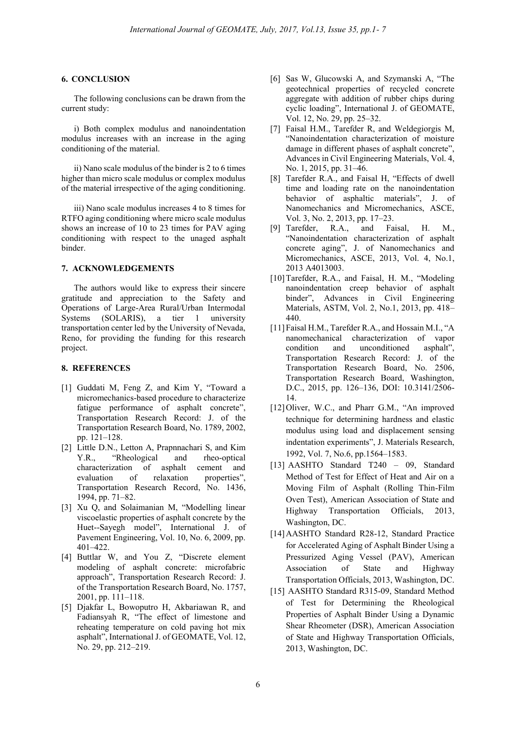## 6. CONCLUSION

The following conclusions can be drawn from the current study:

i) Both complex modulus and nanoindentation modulus increases with an increase in the aging conditioning of the material.

ii) Nano scale modulus of the binder is 2 to 6 times higher than micro scale modulus or complex modulus of the material irrespective of the aging conditioning.

iii) Nano scale modulus increases 4 to 8 times for RTFO aging conditioning where micro scale modulus shows an increase of 10 to 23 times for PAV aging conditioning with respect to the unaged asphalt binder.

## 7. ACKNOWLEDGEMENTS

The authors would like to express their sincere gratitude and appreciation to the Safety and Operations of Large-Area Rural/Urban Intermodal Systems (SOLARIS), a tier 1 university transportation center led by the University of Nevada, Reno, for providing the funding for this research project.

## 8. REFERENCES

[1] Guddati M, Feng Z, and Kim Y, "Toward a micromechanics-based procedure to characterize fatigue performance of asphalt concrete", Transportation Research Record: J. of the Transportation Research Board, No. 1789, 2002, pp. 121–128.

[2] Little D.N., Letton A, Prapnnachari S, and Kim Y.R., "Rheological and rheo-optical characterization of asphalt cement and evaluation of relaxation properties", Transportation Research Record, No. 1436, 1994, pp. 71–82.

[3] Xu Q, and Solaimanian M, "Modelling linear viscoelastic properties of asphalt concrete by the Huet--Sayegh model", International J. of Pavement Engineering, Vol. 10, No. 6, 2009, pp. 401–422.

[4] Buttlar W, and You Z, "Discrete element modeling of asphalt concrete: microfabric approach", Transportation Research Record: J. of the Transportation Research Board, No. 1757, 2001, pp. 111–118.

[5] Djakfar L, Bowoputro H, Akbariawan R, and Fadiansyah R, "The effect of limestone and reheating temperature on cold paving hot mix asphalt", International J. of GEOMATE, Vol. 12, No. 29, pp. 212–219.

[6] Sas W, Glucowski A, and Szymanski A, "The geotechnical properties of recycled concrete aggregate with addition of rubber chips during cyclic loading", International J. of GEOMATE, Vol. 12, No. 29, pp. 25–32.

[7] Faisal H.M., Tarefder R, and Weldegiorgis M, "Nanoindentation characterization of moisture damage in different phases of asphalt concrete", Advances in Civil Engineering Materials, Vol. 4, No. 1, 2015, pp. 31–46.

[8] Tarefder R.A., and Faisal H, "Effects of dwell time and loading rate on the nanoindentation behavior of asphaltic materials", J. of Nanomechanics and Micromechanics, ASCE, Vol. 3, No. 2, 2013, pp. 17–23.

[9] Tarefder, R.A., and Faisal, H. M., "Nanoindentation characterization of asphalt concrete aging", J. of Nanomechanics and Micromechanics, ASCE, 2013, Vol. 4, No.1, 2013 A4013003.

[10] Tarefder, R.A., and Faisal, H. M., "Modeling nanoindentation creep behavior of asphalt binder", Advances in Civil Engineering Materials, ASTM, Vol. 2, No.1, 2013, pp. 418–440.

[11] Faisal H.M., Tarefder R.A., and Hossain M.I., "A nanomechanical characterization of vapor condition and unconditioned asphalt", Transportation Research Record: J. of the Transportation Research Board, No. 2506, Transportation Research Board, Washington, D.C., 2015, pp. 126–136, DOI: 10.3141/2506-14.

[12] Oliver, W.C., and Pharr G.M., "An improved technique for determining hardness and elastic modulus using load and displacement sensing indentation experiments", J. Materials Research, 1992, Vol. 7, No.6, pp.1564–1583.

[13] AASHTO Standard T240 – 09, Standard Method of Test for Effect of Heat and Air on a Moving Film of Asphalt (Rolling Thin-Film Oven Test), American Association of State and Highway Transportation Officials, 2013, Washington, DC.

[14] AASHTO Standard R28-12, Standard Practice for Accelerated Aging of Asphalt Binder Using a Pressurized Aging Vessel (PAV), American Association of State and Highway Transportation Officials, 2013, Washington, DC.

[15] AASHTO Standard R315-09, Standard Method of Test for Determining the Rheological Properties of Asphalt Binder Using a Dynamic Shear Rheometer (DSR), American Association of State and Highway Transportation Officials, 2013, Washington, DC.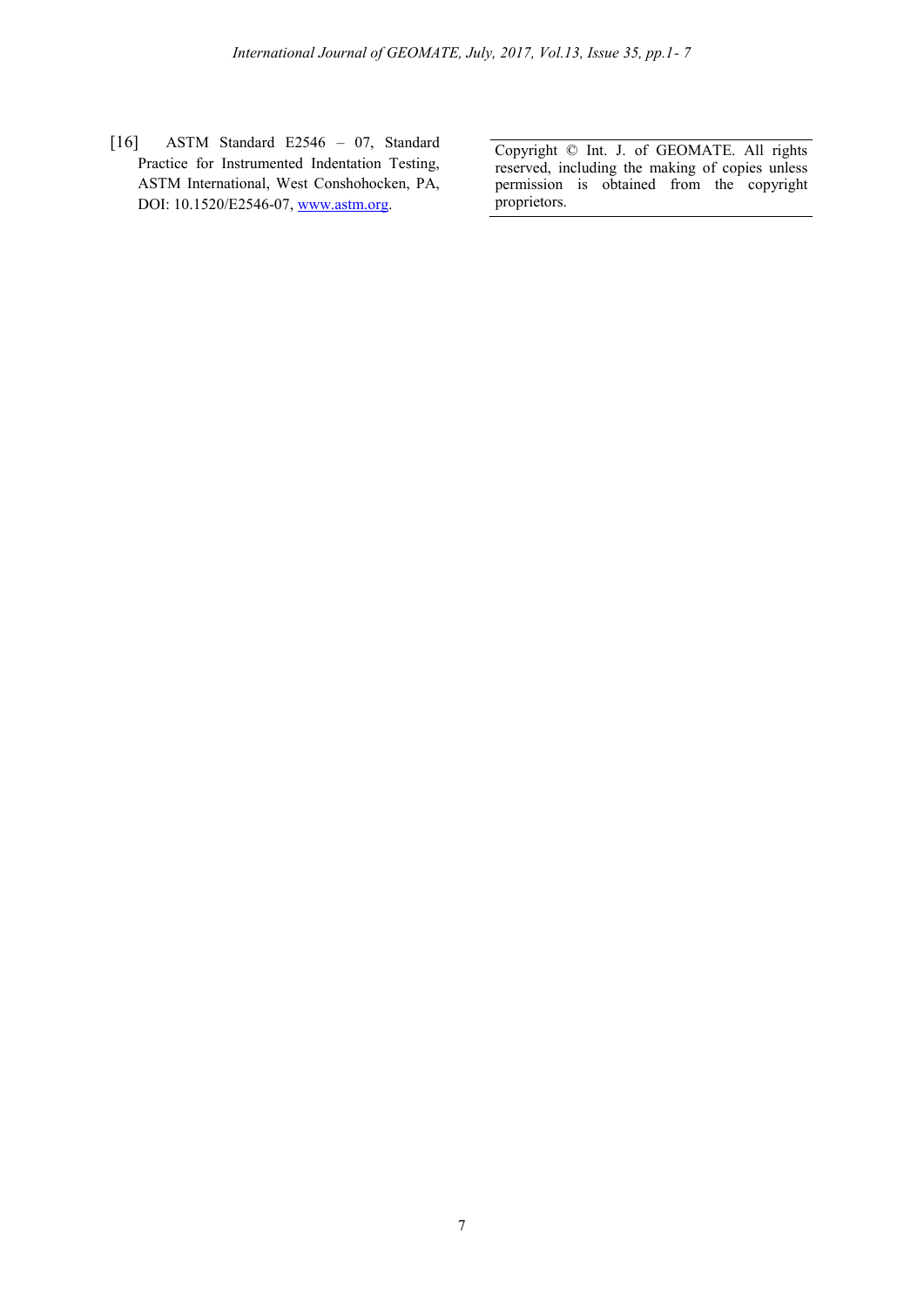[16] ASTM Standard E2546 – 07, Standard Practice for Instrumented Indentation Testing, ASTM International, West Conshohocken, PA, DOI: 10.1520/E2546-07, www.astm.org.

Copyright © Int. J. of GEOMATE. All rights reserved, including the making of copies unless permission is obtained from the copyright proprietors.